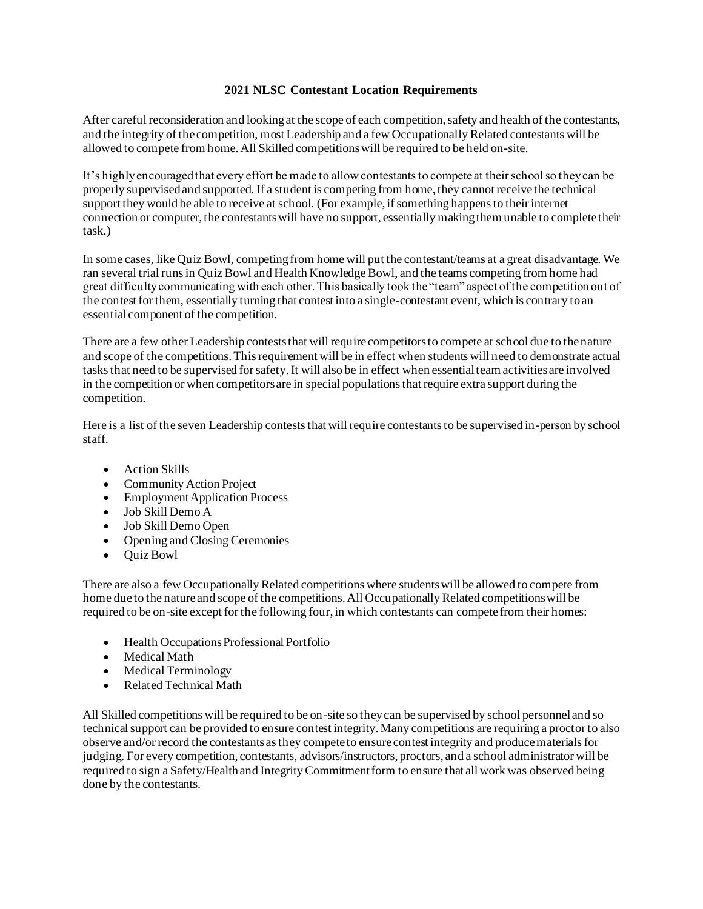# 2021 NLSC Contestant Location Requirements

After careful reconsideration and looking at the scope of each competition, safety and health of the contestants, and the integrity of the competition, most Leadership and a few Occupationally Related contestants will be allowed to compete from home. All Skilled competitions will be required to be held on-site.

It's highly encouraged that every effort be made to allow contestants to compete at their school so they can be properly supervised and supported. If a student is competing from home, they cannot receive the technical support they would be able to receive at school. (For example, if something happens to their internet connection or computer, the contestants will have no support, essentially making them unable to complete their task.)

In some cases, like Quiz Bowl, competing from home will put the contestant/teams at a great disadvantage. We ran several trial runs in Quiz Bowl and Health Knowledge Bowl, and the teams competing from home had great difficulty communicating with each other. This basically took the "team" aspect of the competition out of the contest for them, essentially turning that contest into a single-contestant event, which is contrary to an essential component of the competition.

There are a few other Leadership contests that will require competitors to compete at school due to the nature and scope of the competitions. This requirement will be in effect when students will need to demonstrate actual tasks that need to be supervised for safety. It will also be in effect when essential team activities are involved in the competition or when competitors are in special populations that require extra support during the competition.

Here is a list of the seven Leadership contests that will require contestants to be supervised in-person by school staff.

- Action Skills
- Community Action Project
- Employment Application Process
- Job Skill Demo A
- Job Skill Demo Open
- Opening and Closing Ceremonies
- Quiz Bowl

There are also a few Occupationally Related competitions where students will be allowed to compete from home due to the nature and scope of the competitions. All Occupationally Related competitions will be required to be on-site except for the following four, in which contestants can compete from their homes:

- Health Occupations Professional Portfolio
- Medical Math
- Medical Terminology
- Related Technical Math

All Skilled competitions will be required to be on-site so they can be supervised by school personnel and so technical support can be provided to ensure contest integrity. Many competitions are requiring a proctor to also observe and/or record the contestants as they compete to ensure contest integrity and produce materials for judging. For every competition, contestants, advisors/instructors, proctors, and a school administrator will be required to sign a Safety/Health and Integrity Commitment form to ensure that all work was observed being done by the contestants.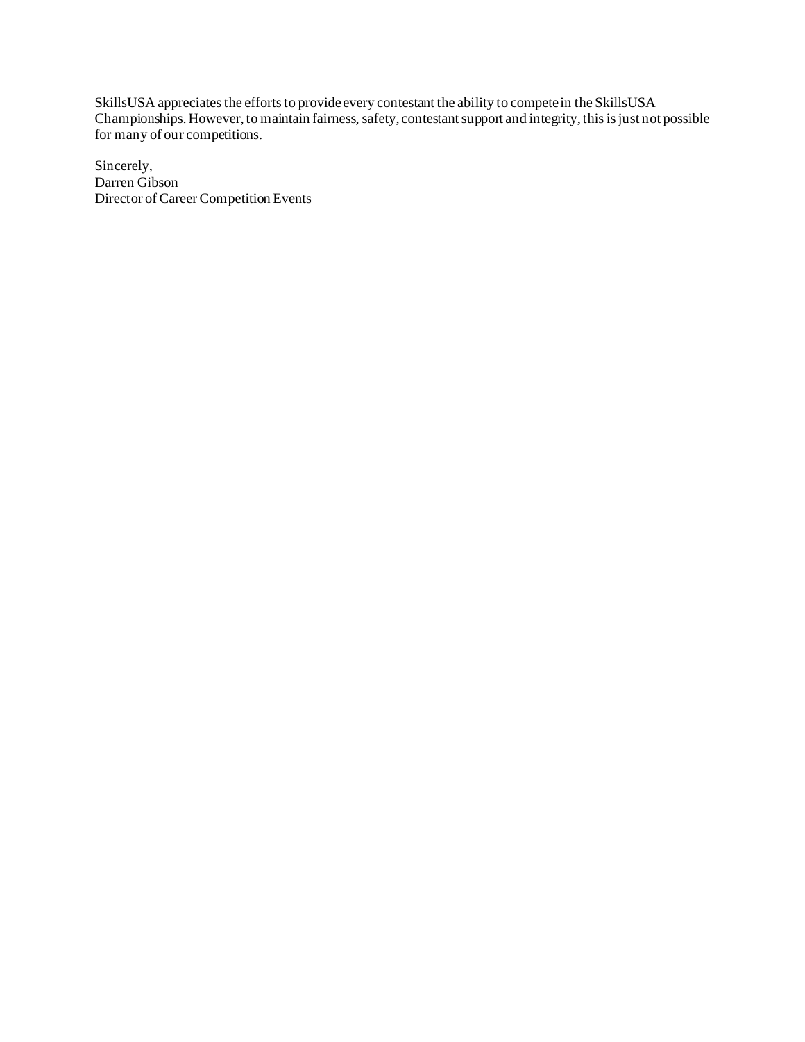SkillsUSA appreciates the efforts to provide every contestant the ability to compete in the SkillsUSA Championships. However, to maintain fairness, safety, contestant support and integrity, this is just not possible for many of our competitions.

Sincerely,
Darren Gibson
Director of Career Competition Events